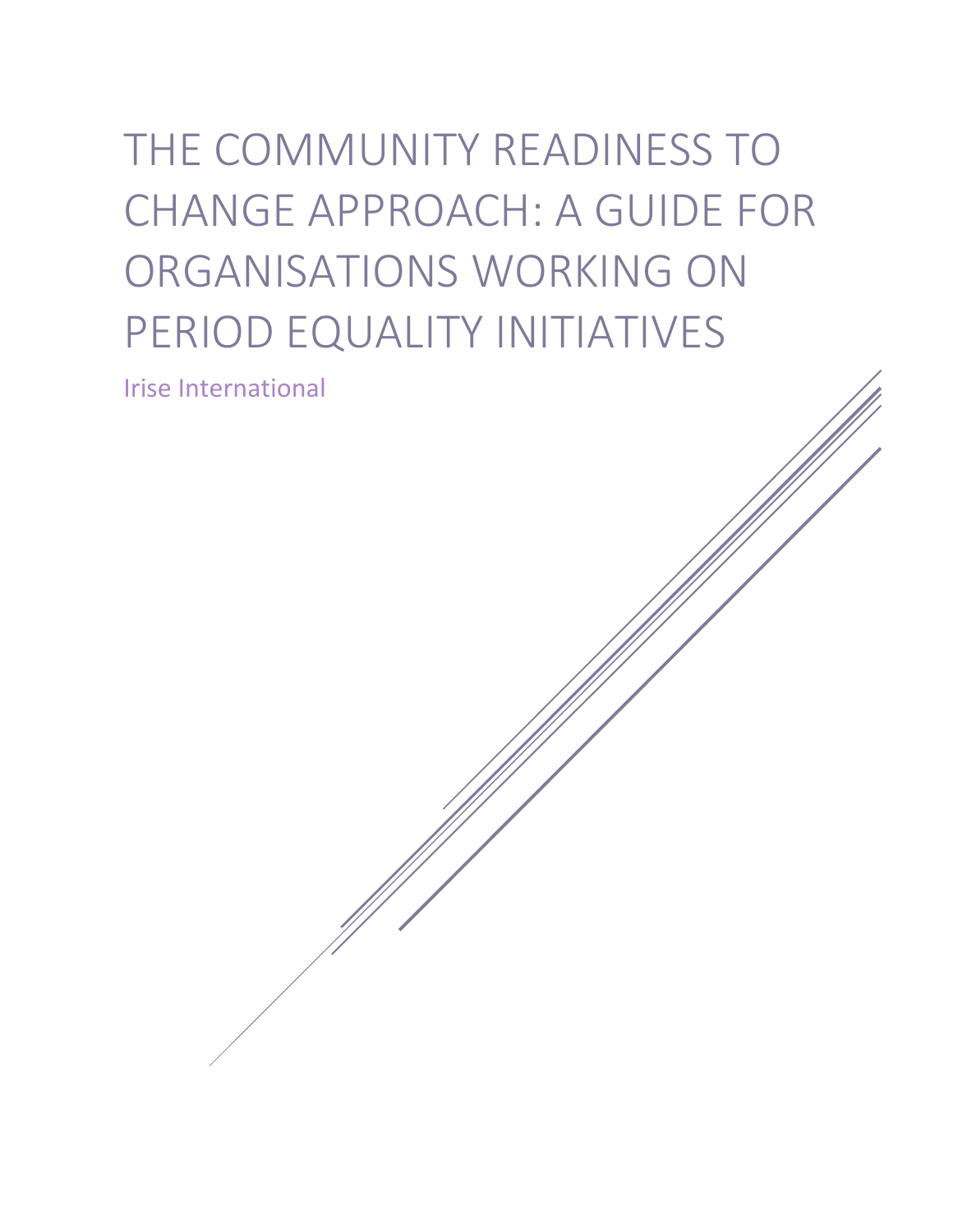# THE COMMUNITY READINESS TO CHANGE APPROACH: A GUIDE FOR ORGANISATIONS WORKING ON PERIOD EQUALITY INITIATIVES

Irise International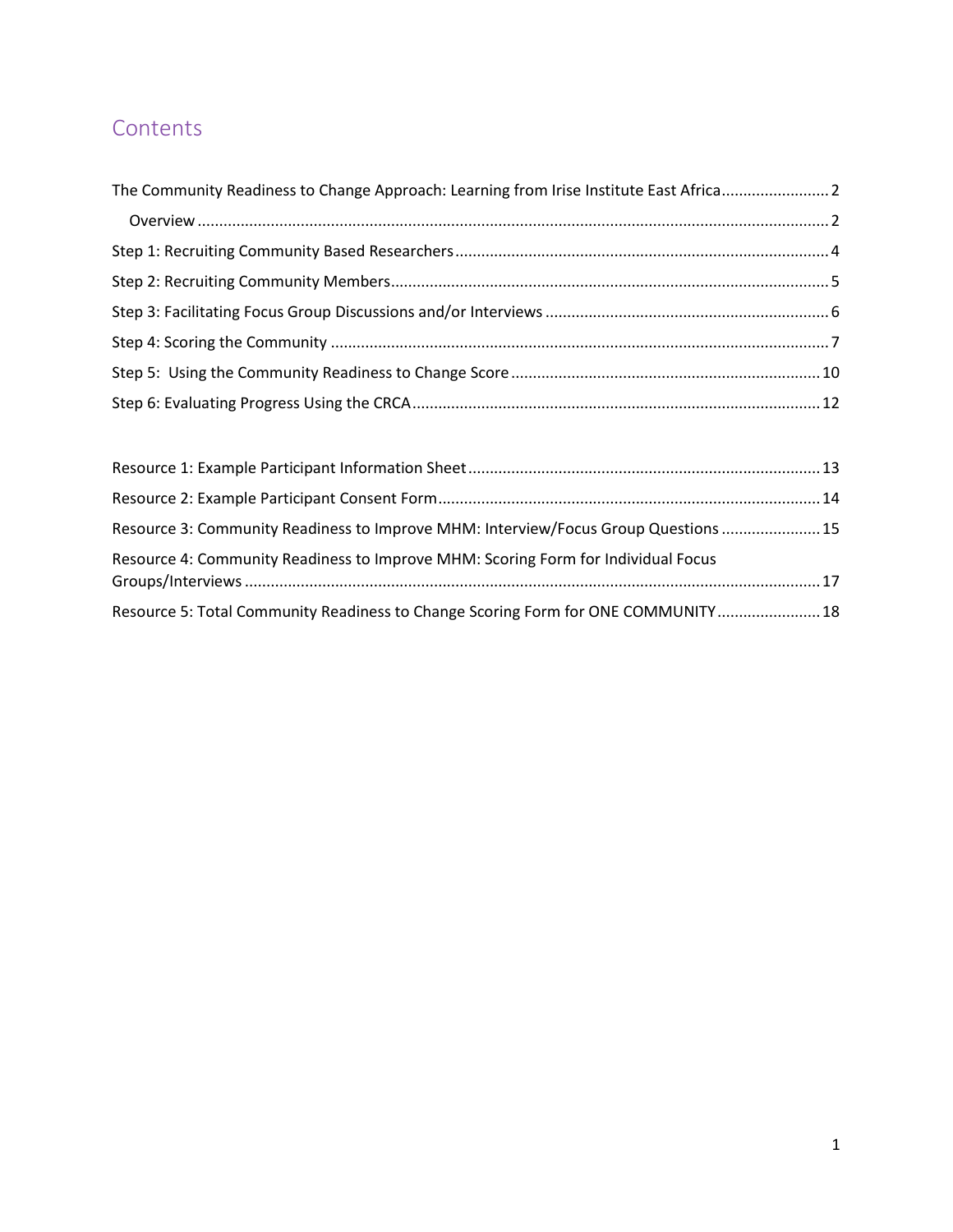# Contents

The Community Readiness to Change Approach: Learning from Irise Institute East Africa ........................ 2

- Overview ........................................................................................................................................ 2

Step 1: Recruiting Community Based Researchers ..................................................................................... 4

Step 2: Recruiting Community Members .................................................................................................... 5

Step 3: Facilitating Focus Group Discussions and/or Interviews ................................................................ 6

Step 4: Scoring the Community .................................................................................................................. 7

Step 5: Using the Community Readiness to Change Score ...................................................................... 10

Step 6: Evaluating Progress Using the CRCA ............................................................................................ 12

Resource 1: Example Participant Information Sheet ................................................................................ 13

Resource 2: Example Participant Consent Form ....................................................................................... 14

Resource 3: Community Readiness to Improve MHM: Interview/Focus Group Questions ...................... 15

Resource 4: Community Readiness to Improve MHM: Scoring Form for Individual Focus Groups/Interviews ................................................................................................................................... 17

Resource 5: Total Community Readiness to Change Scoring Form for ONE COMMUNITY ....................... 18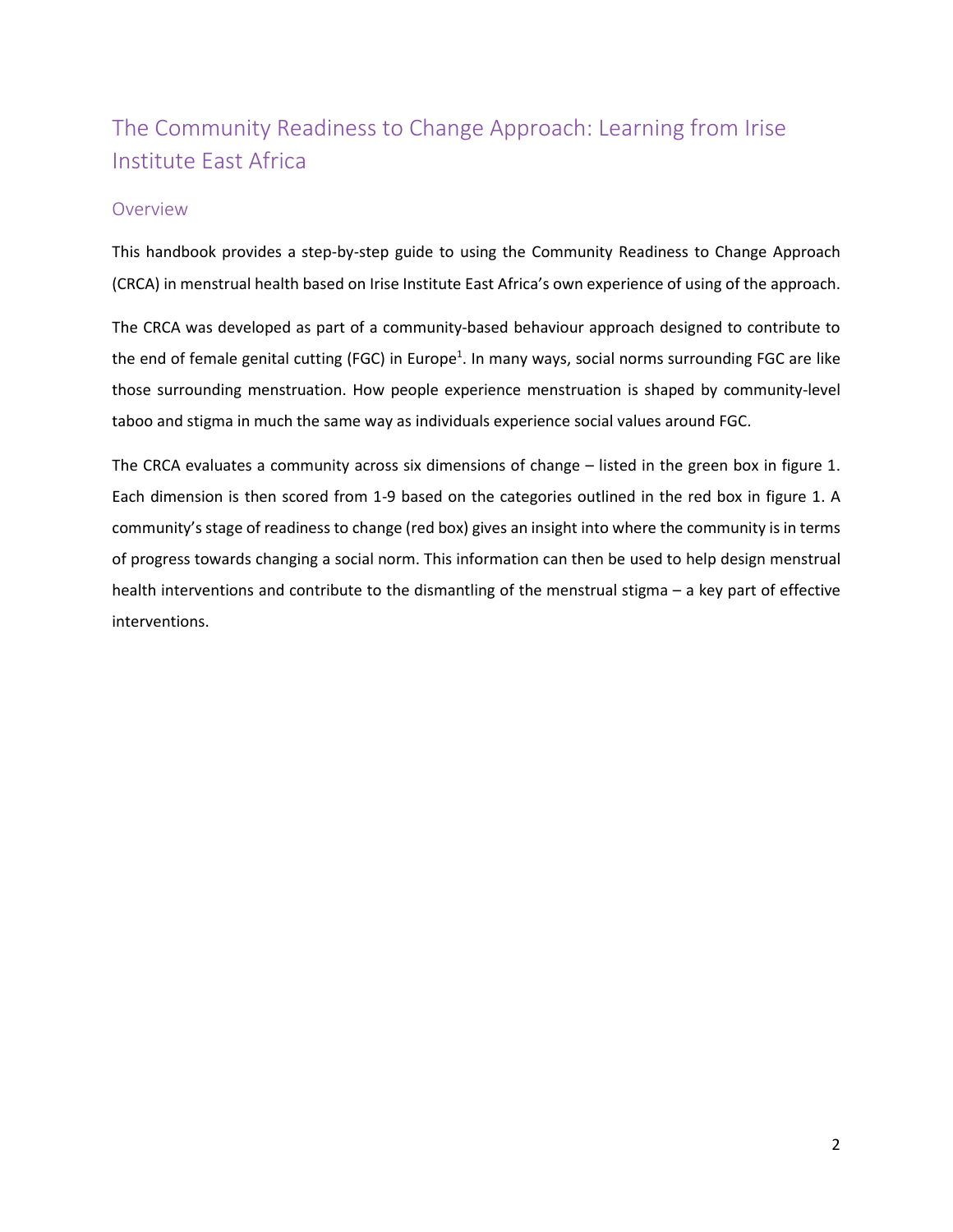# The Community Readiness to Change Approach: Learning from Irise Institute East Africa

## Overview

This handbook provides a step-by-step guide to using the Community Readiness to Change Approach (CRCA) in menstrual health based on Irise Institute East Africa's own experience of using of the approach.

The CRCA was developed as part of a community-based behaviour approach designed to contribute to the end of female genital cutting (FGC) in Europe[1]. In many ways, social norms surrounding FGC are like those surrounding menstruation. How people experience menstruation is shaped by community-level taboo and stigma in much the same way as individuals experience social values around FGC.

The CRCA evaluates a community across six dimensions of change – listed in the green box in figure 1. Each dimension is then scored from 1-9 based on the categories outlined in the red box in figure 1. A community's stage of readiness to change (red box) gives an insight into where the community is in terms of progress towards changing a social norm. This information can then be used to help design menstrual health interventions and contribute to the dismantling of the menstrual stigma – a key part of effective interventions.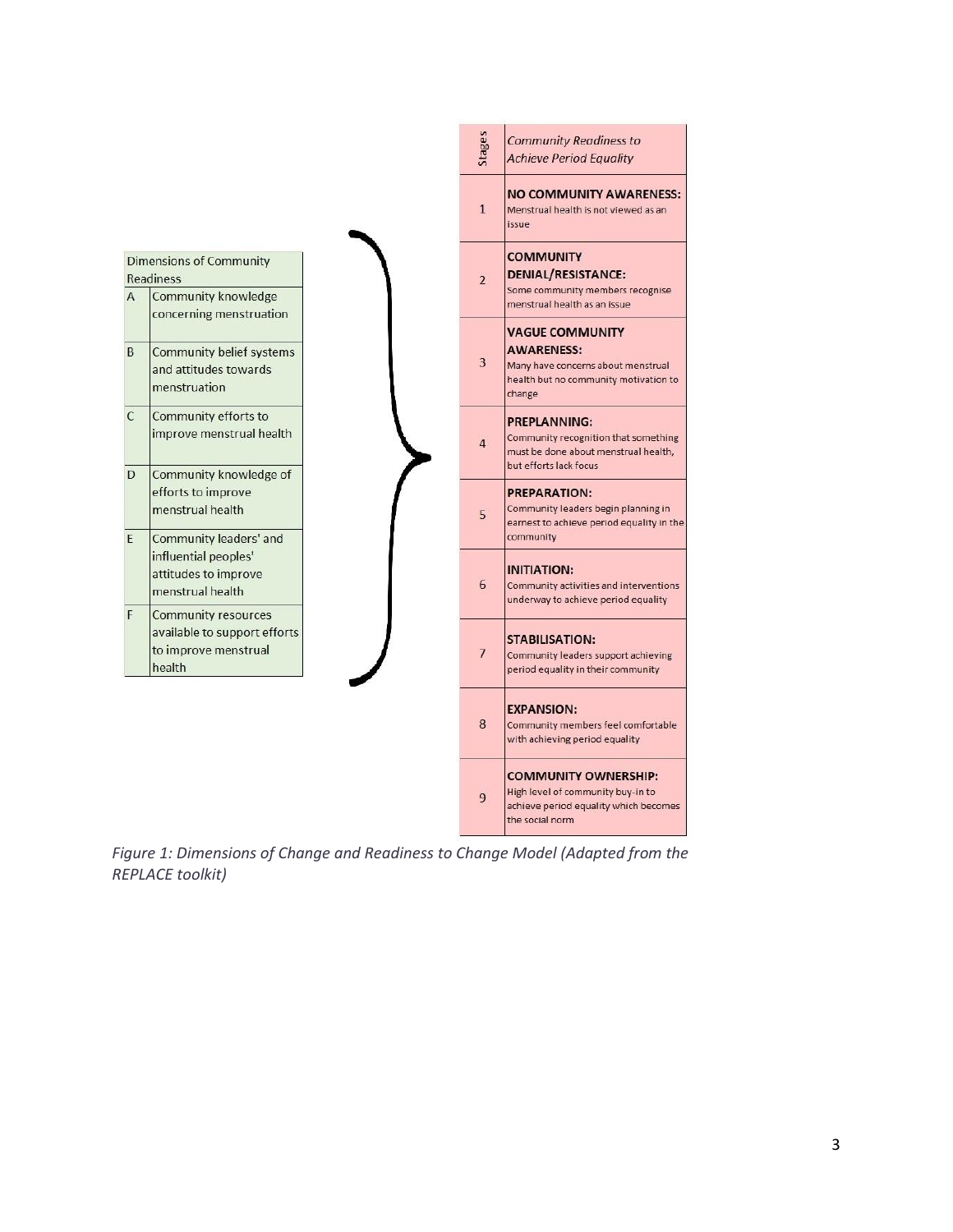| Dimensions of Community Readiness | |
|---|---|
| A | Community knowledge concerning menstruation |
| B | Community belief systems and attitudes towards menstruation |
| C | Community efforts to improve menstrual health |
| D | Community knowledge of efforts to improve menstrual health |
| E | Community leaders' and influential peoples' attitudes to improve menstrual health |
| F | Community resources available to support efforts to improve menstrual health |

| Stages | *Community Readiness to Achieve Period Equality* |
|---|---|
| 1 | **NO COMMUNITY AWARENESS:** Menstrual health is not viewed as an issue |
| 2 | **COMMUNITY DENIAL/RESISTANCE:** Some community members recognise menstrual health as an issue |
| 3 | **VAGUE COMMUNITY AWARENESS:** Many have concerns about menstrual health but no community motivation to change |
| 4 | **PREPLANNING:** Community recognition that something must be done about menstrual health, but efforts lack focus |
| 5 | **PREPARATION:** Community leaders begin planning in earnest to achieve period equality in the community |
| 6 | **INITIATION:** Community activities and interventions underway to achieve period equality |
| 7 | **STABILISATION:** Community leaders support achieving period equality in their community |
| 8 | **EXPANSION:** Community members feel comfortable with achieving period equality |
| 9 | **COMMUNITY OWNERSHIP:** High level of community buy-in to achieve period equality which becomes the social norm |

*Figure 1: Dimensions of Change and Readiness to Change Model (Adapted from the REPLACE toolkit)*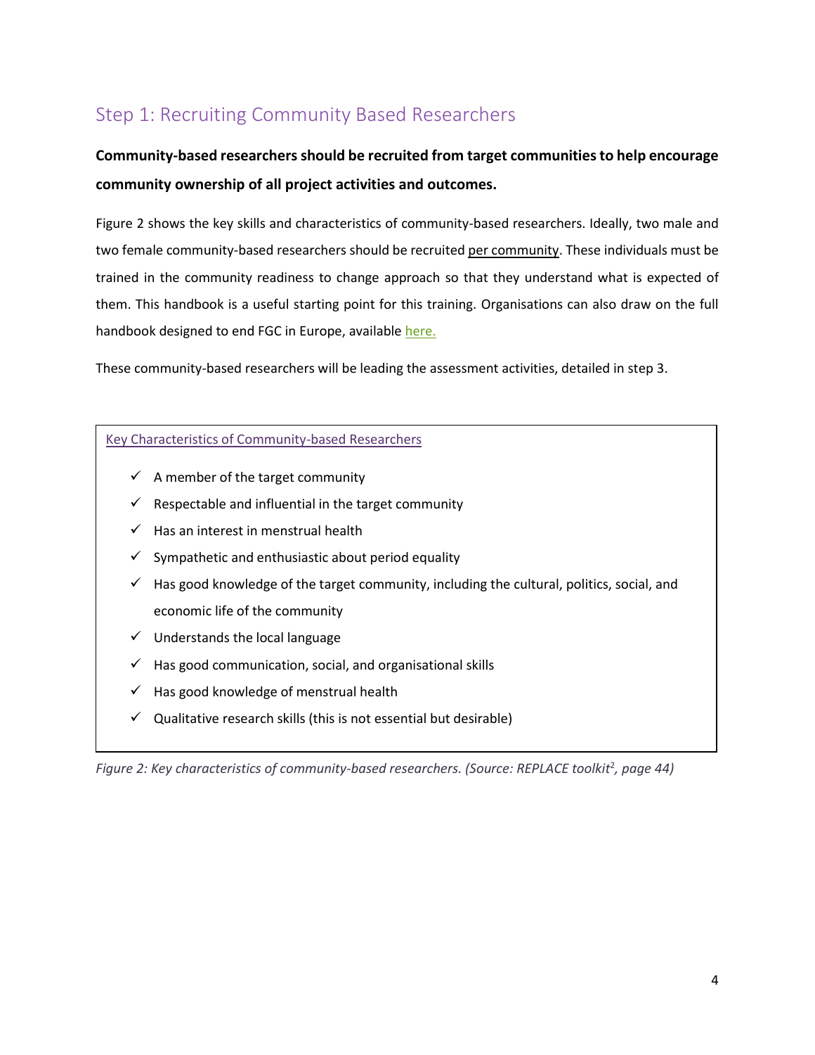## Step 1: Recruiting Community Based Researchers

**Community-based researchers should be recruited from target communities to help encourage community ownership of all project activities and outcomes.**

Figure 2 shows the key skills and characteristics of community-based researchers. Ideally, two male and two female community-based researchers should be recruited per community. These individuals must be trained in the community readiness to change approach so that they understand what is expected of them. This handbook is a useful starting point for this training. Organisations can also draw on the full handbook designed to end FGC in Europe, available here.

These community-based researchers will be leading the assessment activities, detailed in step 3.

Key Characteristics of Community-based Researchers

- ✓ A member of the target community
- ✓ Respectable and influential in the target community
- ✓ Has an interest in menstrual health
- ✓ Sympathetic and enthusiastic about period equality
- ✓ Has good knowledge of the target community, including the cultural, politics, social, and economic life of the community
- ✓ Understands the local language
- ✓ Has good communication, social, and organisational skills
- ✓ Has good knowledge of menstrual health
- ✓ Qualitative research skills (this is not essential but desirable)

*Figure 2: Key characteristics of community-based researchers. (Source: REPLACE toolkit[2], page 44)*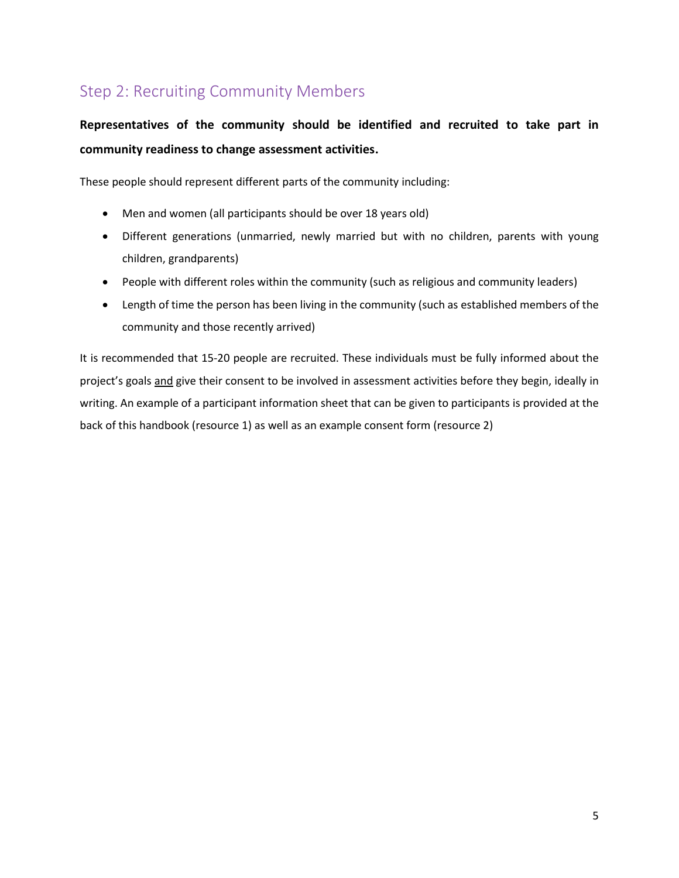## Step 2: Recruiting Community Members

**Representatives of the community should be identified and recruited to take part in community readiness to change assessment activities.**

These people should represent different parts of the community including:

- Men and women (all participants should be over 18 years old)
- Different generations (unmarried, newly married but with no children, parents with young children, grandparents)
- People with different roles within the community (such as religious and community leaders)
- Length of time the person has been living in the community (such as established members of the community and those recently arrived)

It is recommended that 15-20 people are recruited. These individuals must be fully informed about the project's goals <u>and</u> give their consent to be involved in assessment activities before they begin, ideally in writing. An example of a participant information sheet that can be given to participants is provided at the back of this handbook (resource 1) as well as an example consent form (resource 2)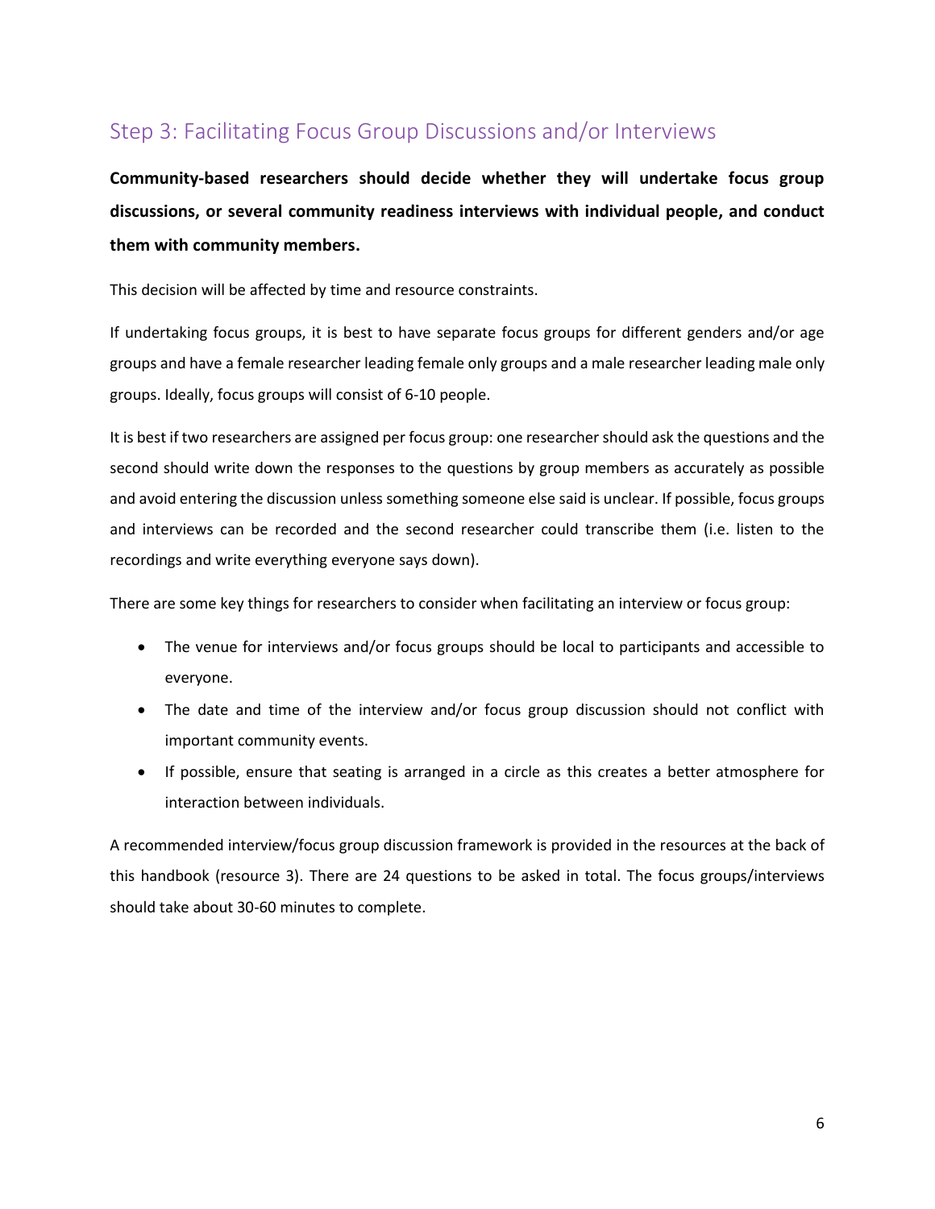## Step 3: Facilitating Focus Group Discussions and/or Interviews

**Community-based researchers should decide whether they will undertake focus group discussions, or several community readiness interviews with individual people, and conduct them with community members.**

This decision will be affected by time and resource constraints.

If undertaking focus groups, it is best to have separate focus groups for different genders and/or age groups and have a female researcher leading female only groups and a male researcher leading male only groups. Ideally, focus groups will consist of 6-10 people.

It is best if two researchers are assigned per focus group: one researcher should ask the questions and the second should write down the responses to the questions by group members as accurately as possible and avoid entering the discussion unless something someone else said is unclear. If possible, focus groups and interviews can be recorded and the second researcher could transcribe them (i.e. listen to the recordings and write everything everyone says down).

There are some key things for researchers to consider when facilitating an interview or focus group:

- The venue for interviews and/or focus groups should be local to participants and accessible to everyone.
- The date and time of the interview and/or focus group discussion should not conflict with important community events.
- If possible, ensure that seating is arranged in a circle as this creates a better atmosphere for interaction between individuals.

A recommended interview/focus group discussion framework is provided in the resources at the back of this handbook (resource 3). There are 24 questions to be asked in total. The focus groups/interviews should take about 30-60 minutes to complete.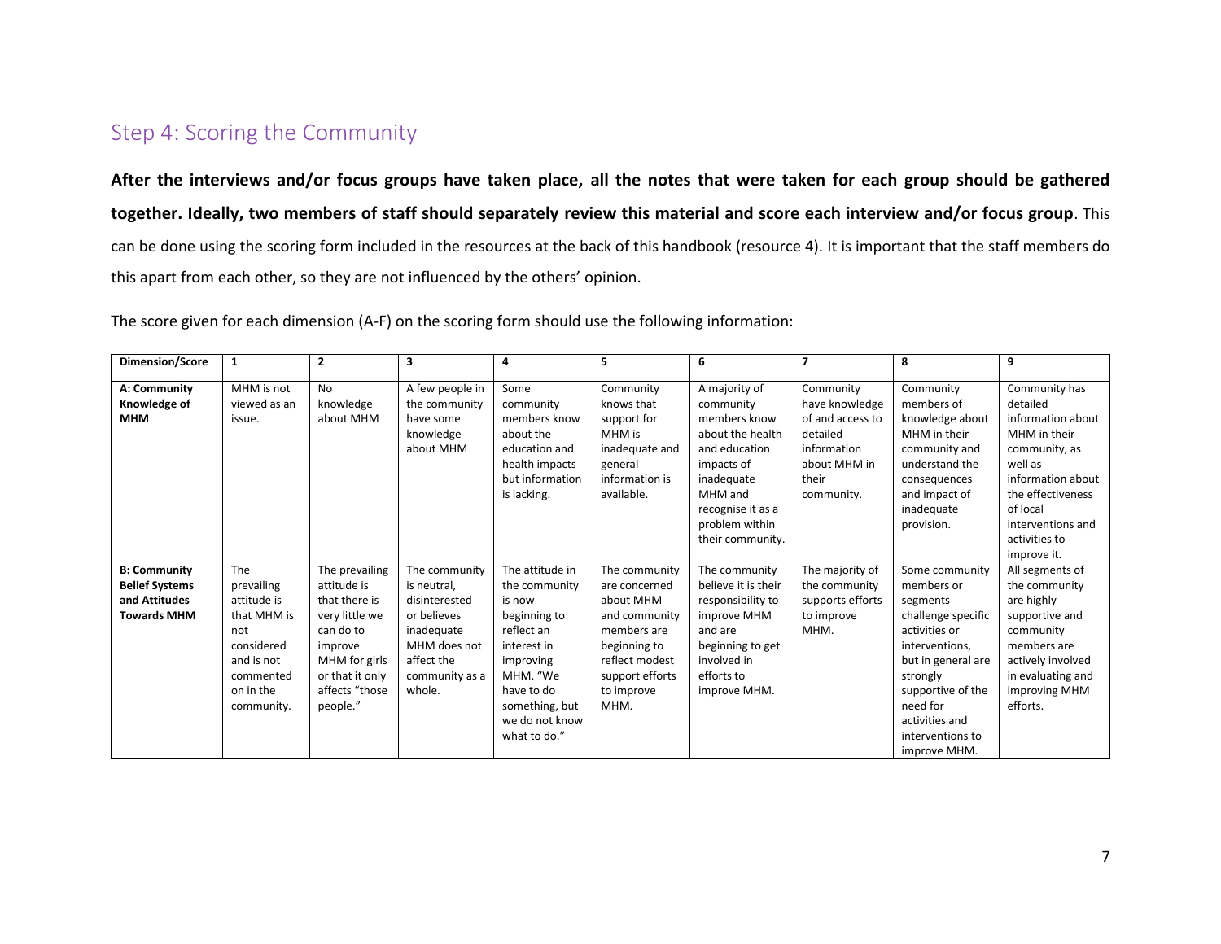## Step 4: Scoring the Community

**After the interviews and/or focus groups have taken place, all the notes that were taken for each group should be gathered together. Ideally, two members of staff should separately review this material and score each interview and/or focus group**. This can be done using the scoring form included in the resources at the back of this handbook (resource 4). It is important that the staff members do this apart from each other, so they are not influenced by the others' opinion.

The score given for each dimension (A-F) on the scoring form should use the following information:

| Dimension/Score | 1 | 2 | 3 | 4 | 5 | 6 | 7 | 8 | 9 |
|---|---|---|---|---|---|---|---|---|---|
| **A: Community Knowledge of MHM** | MHM is not viewed as an issue. | No knowledge about MHM | A few people in the community have some knowledge about MHM | Some community members know about the education and health impacts but information is lacking. | Community knows that support for MHM is inadequate and general information is available. | A majority of community members know about the health and education impacts of inadequate MHM and recognise it as a problem within their community. | Community have knowledge of and access to detailed information about MHM in their community. | Community members of knowledge about MHM in their community and understand the consequences and impact of inadequate provision. | Community has detailed information about MHM in their community, as well as information about the effectiveness of local interventions and activities to improve it. |
| **B: Community Belief Systems and Attitudes Towards MHM** | The prevailing attitude is that MHM is not considered and is not commented on in the community. | The prevailing attitude is that there is very little we can do to improve MHM for girls or that it only affects "those people." | The community is neutral, disinterested or believes inadequate MHM does not affect the community as a whole. | The attitude in the community is now beginning to reflect an interest in improving MHM. "We have to do something, but we do not know what to do." | The community are concerned about MHM and community members are beginning to reflect modest support efforts to improve MHM. | The community believe it is their responsibility to improve MHM and are beginning to get involved in efforts to improve MHM. | The majority of the community supports efforts to improve MHM. | Some community members or segments challenge specific activities or interventions, but in general are strongly supportive of the need for activities and interventions to improve MHM. | All segments of the community are highly supportive and community members are actively involved in evaluating and improving MHM efforts. |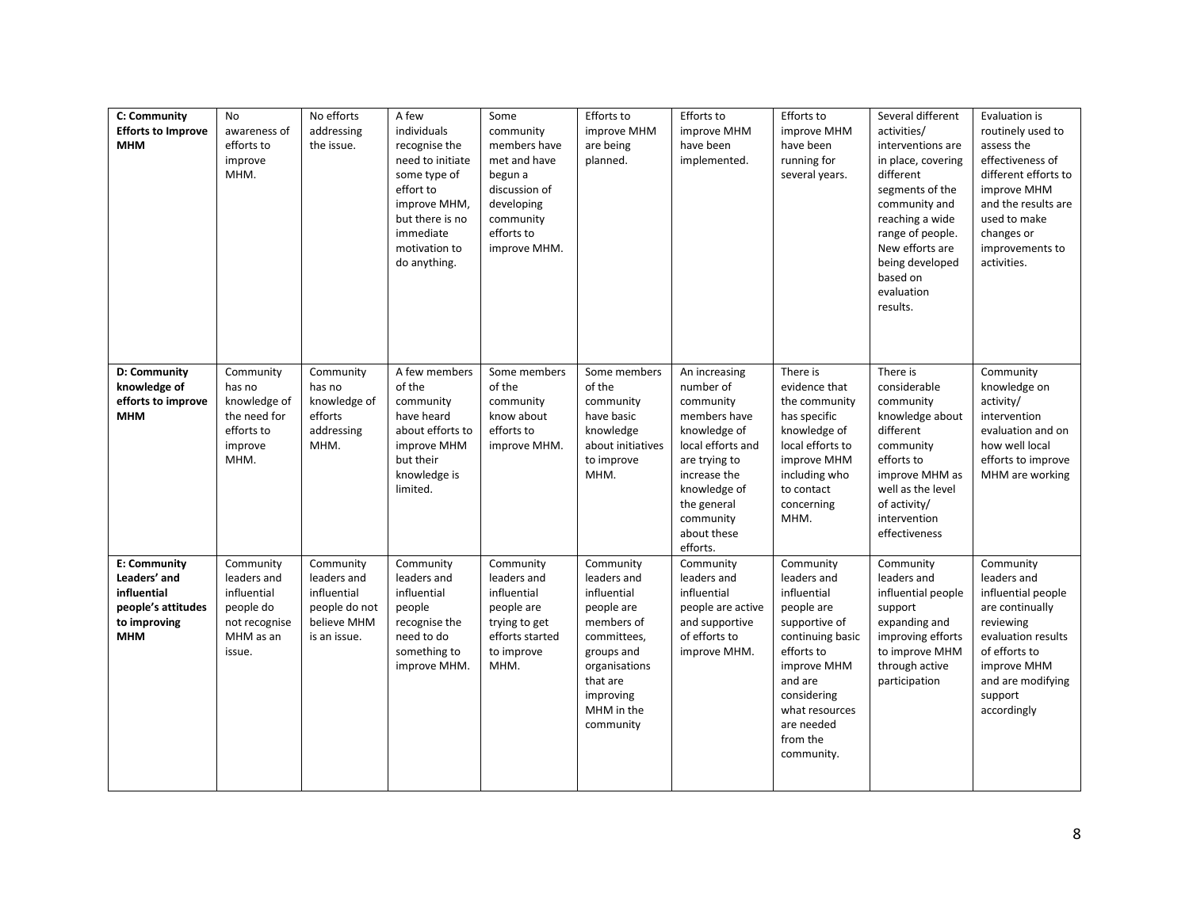| C: Community Efforts to Improve MHM | No awareness of efforts to improve MHM. | No efforts addressing the issue. | A few individuals recognise the need to initiate some type of effort to improve MHM, but there is no immediate motivation to do anything. | Some community members have met and have begun a discussion of developing community efforts to improve MHM. | Efforts to improve MHM are being planned. | Efforts to improve MHM have been implemented. | Efforts to improve MHM have been running for several years. | Several different activities/ interventions are in place, covering different segments of the community and reaching a wide range of people. New efforts are being developed based on evaluation results. | Evaluation is routinely used to assess the effectiveness of different efforts to improve MHM and the results are used to make changes or improvements to activities. |
|---|---|---|---|---|---|---|---|---|---|
| **D: Community knowledge of efforts to improve MHM** | Community has no knowledge of the need for efforts to improve MHM. | Community has no knowledge of efforts addressing MHM. | A few members of the community have heard about efforts to improve MHM but their knowledge is limited. | Some members of the community know about efforts to improve MHM. | Some members of the community have basic knowledge about initiatives to improve MHM. | An increasing number of community members have knowledge of local efforts and are trying to increase the knowledge of the general community about these efforts. | There is evidence that the community has specific knowledge of local efforts to improve MHM including who to contact concerning MHM. | There is considerable community knowledge about different community efforts to improve MHM as well as the level of activity/ intervention effectiveness | Community knowledge on activity/ intervention evaluation and on how well local efforts to improve MHM are working |
| **E: Community Leaders' and influential people's attitudes to improving MHM** | Community leaders and influential people do not recognise MHM as an issue. | Community leaders and influential people do not believe MHM is an issue. | Community leaders and influential people recognise the need to do something to improve MHM. | Community leaders and influential people are trying to get efforts started to improve MHM. | Community leaders and influential people are members of committees, groups and organisations that are improving MHM in the community | Community leaders and influential people are active and supportive of efforts to improve MHM. | Community leaders and influential people are supportive of continuing basic efforts to improve MHM and are considering what resources are needed from the community. | Community leaders and influential people support expanding and improving efforts to improve MHM through active participation | Community leaders and influential people are continually reviewing evaluation results of efforts to improve MHM and are modifying support accordingly |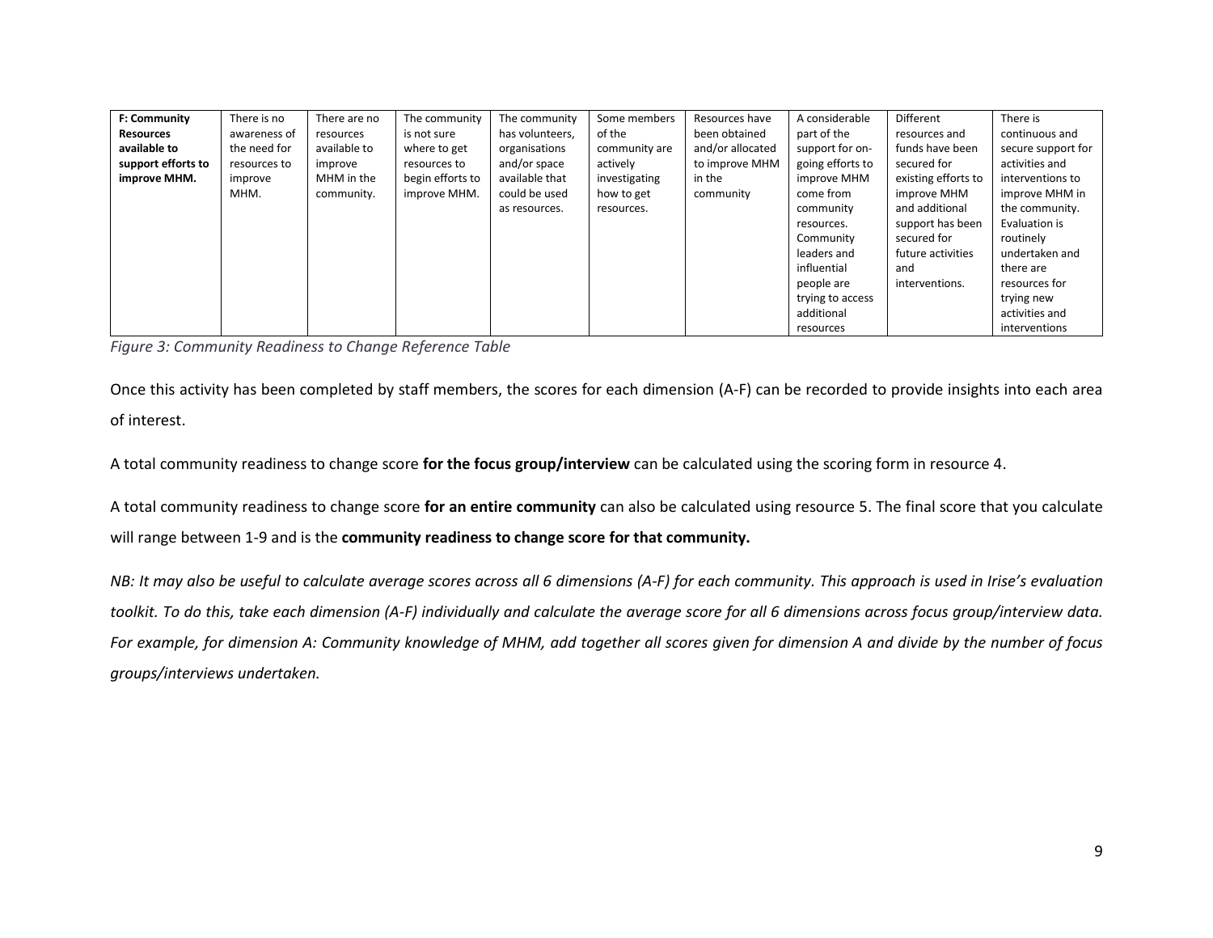| **F: Community Resources available to support efforts to improve MHM.** | There is no awareness of the need for resources to improve MHM. | There are no resources available to improve MHM in the community. | The community is not sure where to get resources to begin efforts to improve MHM. | The community has volunteers, organisations and/or space available that could be used as resources. | Some members of the community are actively investigating how to get resources. | Resources have been obtained and/or allocated to improve MHM in the community | A considerable part of the support for on-going efforts to improve MHM come from community resources. Community leaders and influential people are trying to access additional resources | Different resources and funds have been secured for existing efforts to improve MHM and additional support has been secured for future activities and interventions. | There is continuous and secure support for activities and interventions to improve MHM in the community. Evaluation is routinely undertaken and there are resources for trying new activities and interventions |
|---|---|---|---|---|---|---|---|---|---|

*Figure 3: Community Readiness to Change Reference Table*

Once this activity has been completed by staff members, the scores for each dimension (A-F) can be recorded to provide insights into each area of interest.

A total community readiness to change score **for the focus group/interview** can be calculated using the scoring form in resource 4.

A total community readiness to change score **for an entire community** can also be calculated using resource 5. The final score that you calculate will range between 1-9 and is the **community readiness to change score for that community.**

*NB: It may also be useful to calculate average scores across all 6 dimensions (A-F) for each community. This approach is used in Irise's evaluation toolkit. To do this, take each dimension (A-F) individually and calculate the average score for all 6 dimensions across focus group/interview data. For example, for dimension A: Community knowledge of MHM, add together all scores given for dimension A and divide by the number of focus groups/interviews undertaken.*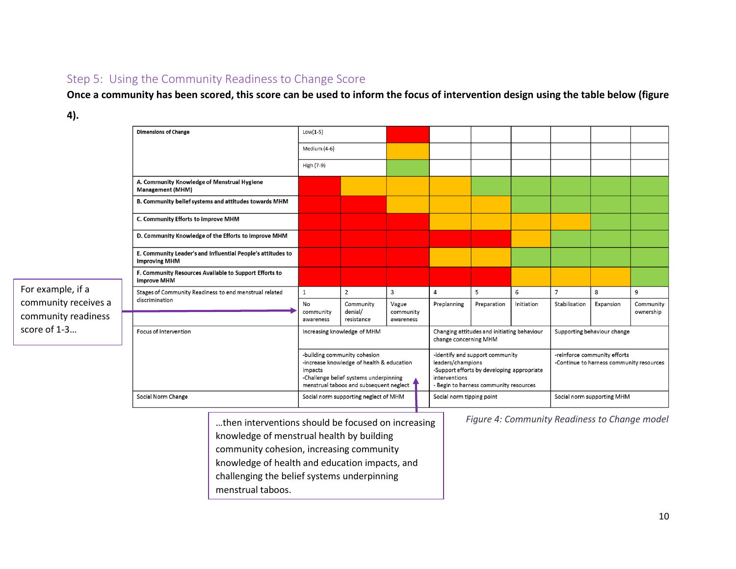## Step 5: Using the Community Readiness to Change Score

**Once a community has been scored, this score can be used to inform the focus of intervention design using the table below (figure 4).**

| Dimensions of Change | | | | | | | | | |
|---|---|---|---|---|---|---|---|---|---|
| Low(1-5) | | | Red | | | | | | |
| Medium (4-6) | | | Amber | | | | | | |
| High (7-9) | | | Green | | | | | | |
| A. Community Knowledge of Menstrual Hygiene Management (MHM) | Red | Amber | Amber | Amber | Green | Green | Green | Green | Green |
| B. Community belief systems and attitudes towards MHM | Red | Red | Amber | Amber | Amber | Green | Green | Green | Green |
| C. Community Efforts to improve MHM | Red | Red | Red | Amber | Amber | Amber | Amber | Green | Green |
| D. Community Knowledge of the Efforts to improve MHM | Red | Red | Red | Red | Red | Amber | Green | Green | Green |
| E. Community Leader's and Influential People's attitudes to improving MHM | Red | Red | Red | Amber | Amber | Green | Green | Green | Green |
| F. Community Resources Available to Support Efforts to improve MHM | Red | Red | Red | Red | Red | Amber | Amber | Amber | Green |
| Stages of Community Readiness to end menstrual related discrimination | 1<br>No community awareness | 2<br>Community denial/ resistance | 3<br>Vague community awareness | 4<br>Preplanning | 5<br>Preparation | 6<br>Initiation | 7<br>Stabilisation | 8<br>Expansion | 9<br>Community ownership |
| Focus of Intervention | Increasing knowledge of MHM | | | Changing attitudes and initiating behaviour change concerning MHM | | | Supporting behaviour change | | |
| | -building community cohesion<br>-increase knowledge of health & education impacts<br>-Challenge belief systems underpinning menstrual taboos and subsequent neglect | | | -identify and support community leaders/champions<br>-Support efforts by developing appropriate interventions<br>- Begin to harness community resources | | | -reinforce community efforts<br>-Continue to harness community resources | | |
| Social Norm Change | Social norm supporting neglect of MHM | | | Social norm tipping point | | | Social norm supporting MHM | | |

For example, if a community receives a community readiness score of 1-3…

…then interventions should be focused on increasing knowledge of menstrual health by building community cohesion, increasing community knowledge of health and education impacts, and challenging the belief systems underpinning menstrual taboos.

*Figure 4: Community Readiness to Change model*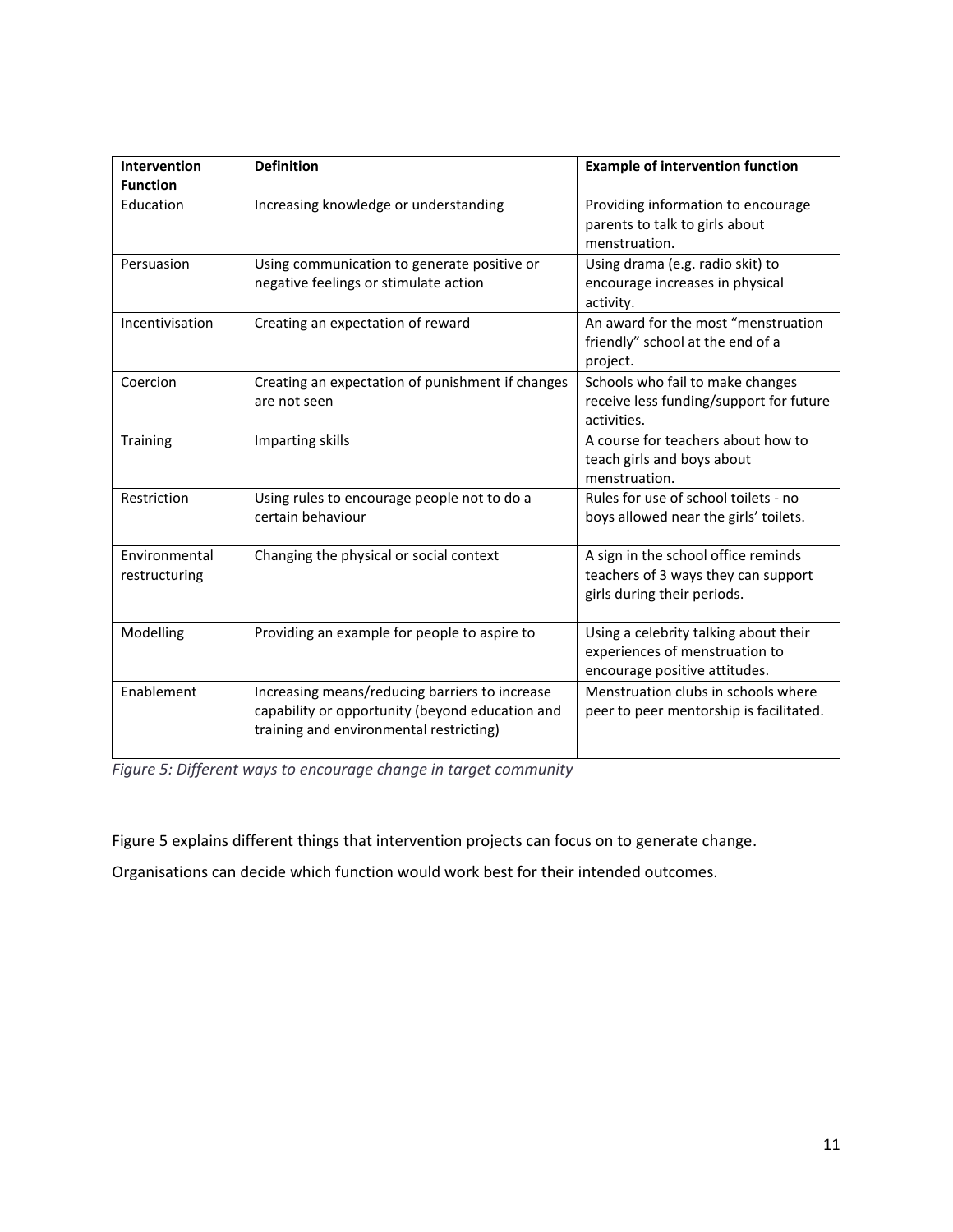| Intervention Function | Definition | Example of intervention function |
| --- | --- | --- |
| Education | Increasing knowledge or understanding | Providing information to encourage parents to talk to girls about menstruation. |
| Persuasion | Using communication to generate positive or negative feelings or stimulate action | Using drama (e.g. radio skit) to encourage increases in physical activity. |
| Incentivisation | Creating an expectation of reward | An award for the most "menstruation friendly" school at the end of a project. |
| Coercion | Creating an expectation of punishment if changes are not seen | Schools who fail to make changes receive less funding/support for future activities. |
| Training | Imparting skills | A course for teachers about how to teach girls and boys about menstruation. |
| Restriction | Using rules to encourage people not to do a certain behaviour | Rules for use of school toilets - no boys allowed near the girls' toilets. |
| Environmental restructuring | Changing the physical or social context | A sign in the school office reminds teachers of 3 ways they can support girls during their periods. |
| Modelling | Providing an example for people to aspire to | Using a celebrity talking about their experiences of menstruation to encourage positive attitudes. |
| Enablement | Increasing means/reducing barriers to increase capability or opportunity (beyond education and training and environmental restricting) | Menstruation clubs in schools where peer to peer mentorship is facilitated. |

*Figure 5: Different ways to encourage change in target community*

Figure 5 explains different things that intervention projects can focus on to generate change.

Organisations can decide which function would work best for their intended outcomes.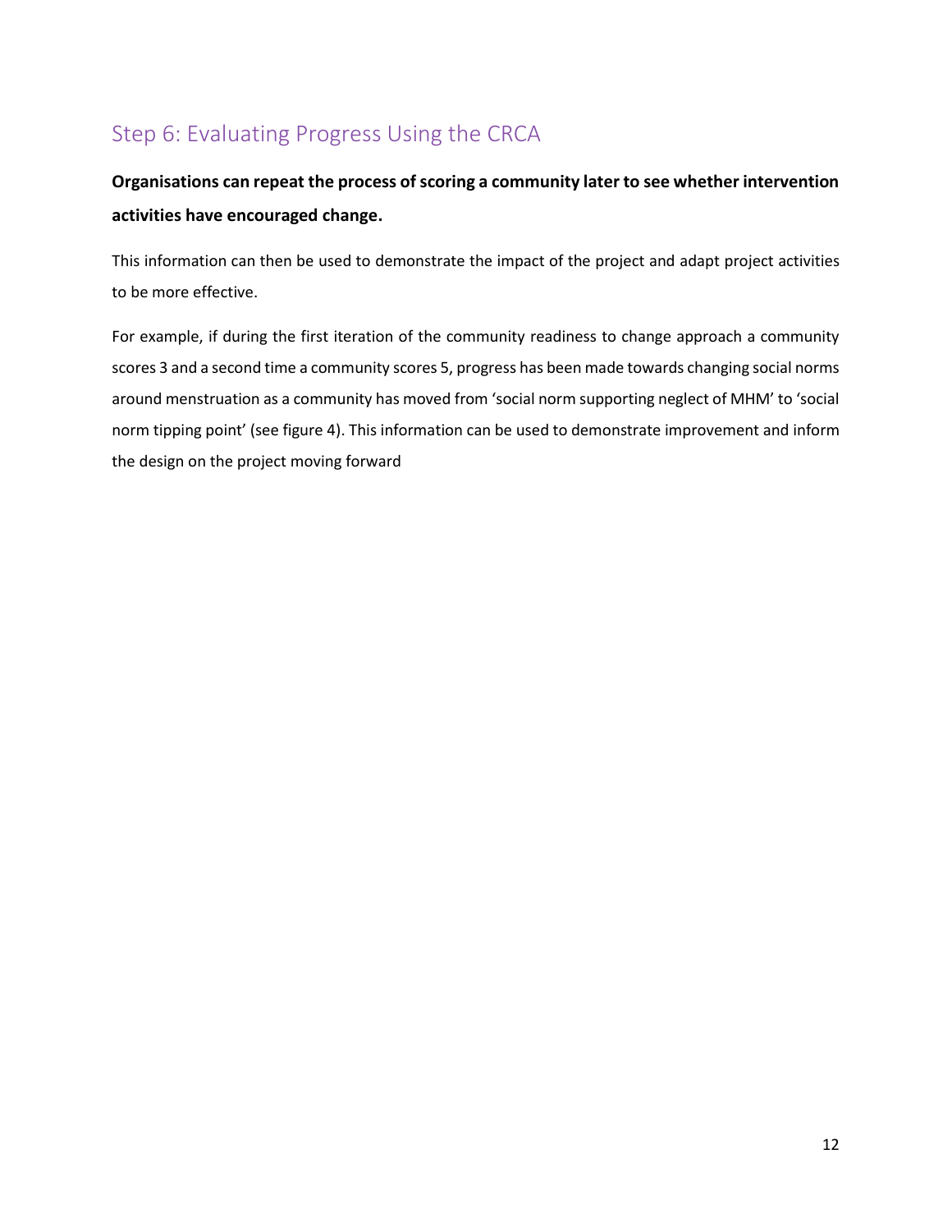## Step 6: Evaluating Progress Using the CRCA

**Organisations can repeat the process of scoring a community later to see whether intervention activities have encouraged change.**

This information can then be used to demonstrate the impact of the project and adapt project activities to be more effective.

For example, if during the first iteration of the community readiness to change approach a community scores 3 and a second time a community scores 5, progress has been made towards changing social norms around menstruation as a community has moved from 'social norm supporting neglect of MHM' to 'social norm tipping point' (see figure 4). This information can be used to demonstrate improvement and inform the design on the project moving forward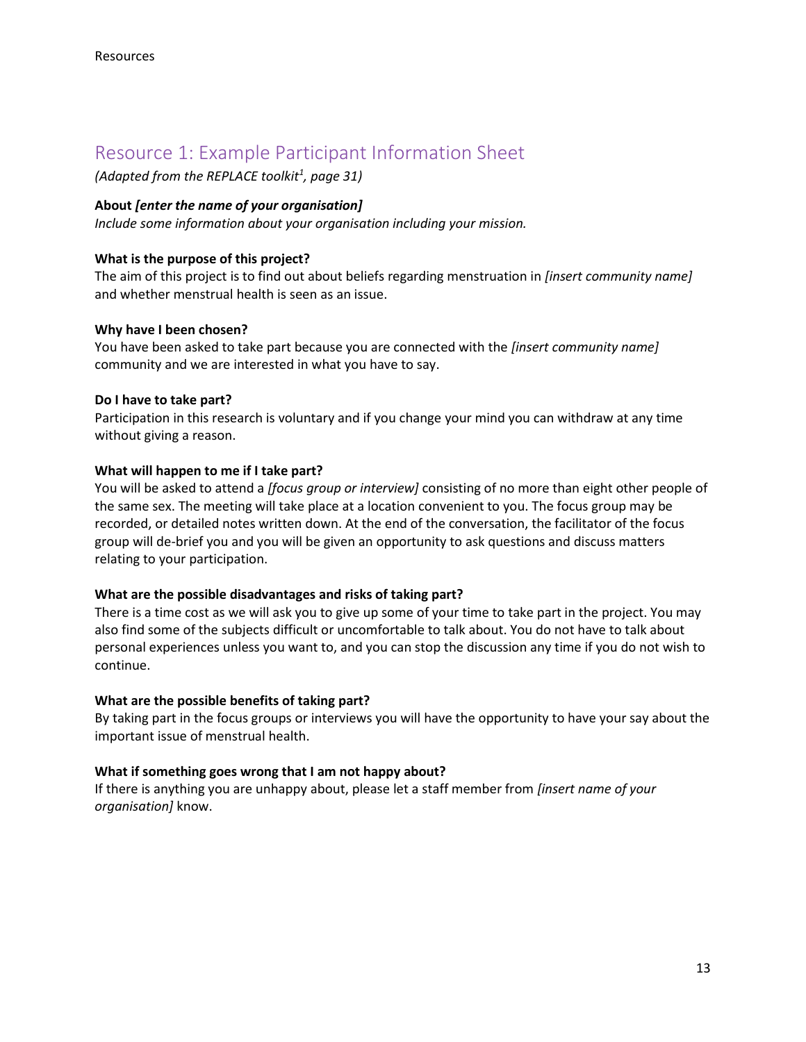## Resource 1: Example Participant Information Sheet

*(Adapted from the REPLACE toolkit[1], page 31)*

**About *[enter the name of your organisation]***

*Include some information about your organisation including your mission.*

**What is the purpose of this project?**

The aim of this project is to find out about beliefs regarding menstruation in *[insert community name]* and whether menstrual health is seen as an issue.

**Why have I been chosen?**

You have been asked to take part because you are connected with the *[insert community name]* community and we are interested in what you have to say.

**Do I have to take part?**

Participation in this research is voluntary and if you change your mind you can withdraw at any time without giving a reason.

**What will happen to me if I take part?**

You will be asked to attend a *[focus group or interview]* consisting of no more than eight other people of the same sex. The meeting will take place at a location convenient to you. The focus group may be recorded, or detailed notes written down. At the end of the conversation, the facilitator of the focus group will de-brief you and you will be given an opportunity to ask questions and discuss matters relating to your participation.

**What are the possible disadvantages and risks of taking part?**

There is a time cost as we will ask you to give up some of your time to take part in the project. You may also find some of the subjects difficult or uncomfortable to talk about. You do not have to talk about personal experiences unless you want to, and you can stop the discussion any time if you do not wish to continue.

**What are the possible benefits of taking part?**

By taking part in the focus groups or interviews you will have the opportunity to have your say about the important issue of menstrual health.

**What if something goes wrong that I am not happy about?**

If there is anything you are unhappy about, please let a staff member from *[insert name of your organisation]* know.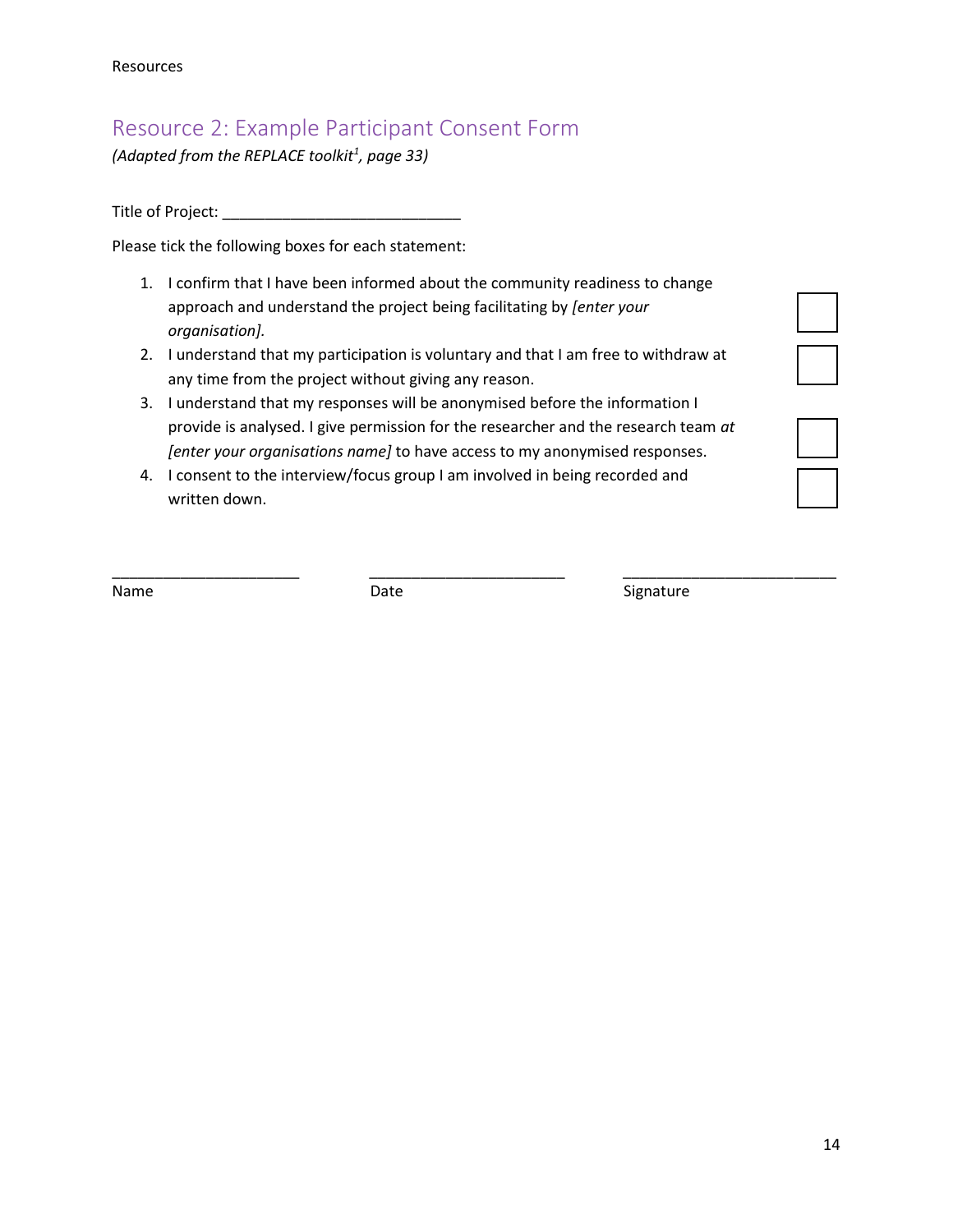## Resource 2: Example Participant Consent Form

*(Adapted from the REPLACE toolkit[1], page 33)*

Title of Project: ____________________________

Please tick the following boxes for each statement:

1. I confirm that I have been informed about the community readiness to change approach and understand the project being facilitating by *[enter your organisation].* ☐
2. I understand that my participation is voluntary and that I am free to withdraw at any time from the project without giving any reason. ☐
3. I understand that my responses will be anonymised before the information I provide is analysed. I give permission for the researcher and the research team *at [enter your organisations name]* to have access to my anonymised responses. ☐
4. I consent to the interview/focus group I am involved in being recorded and written down. ☐

______________________ ______________________ ______________________

Name Date Signature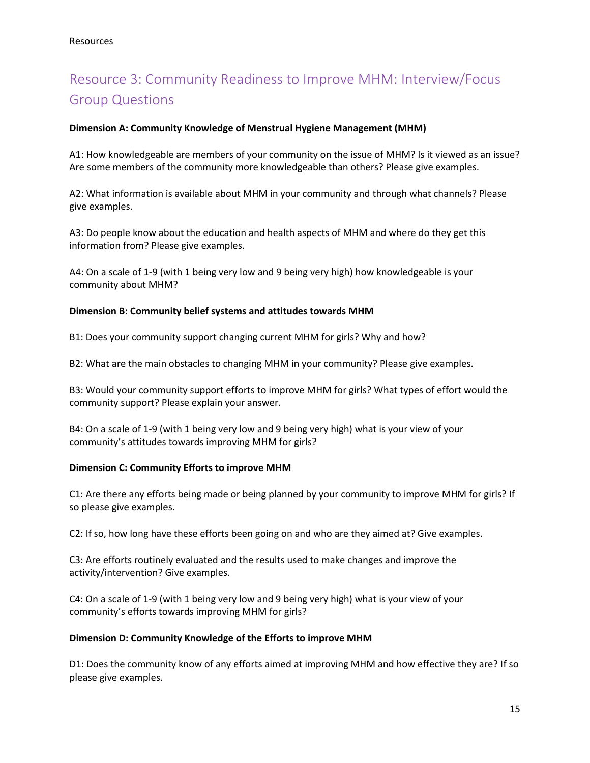## Resource 3: Community Readiness to Improve MHM: Interview/Focus Group Questions

**Dimension A: Community Knowledge of Menstrual Hygiene Management (MHM)**

A1: How knowledgeable are members of your community on the issue of MHM? Is it viewed as an issue? Are some members of the community more knowledgeable than others? Please give examples.

A2: What information is available about MHM in your community and through what channels? Please give examples.

A3: Do people know about the education and health aspects of MHM and where do they get this information from? Please give examples.

A4: On a scale of 1-9 (with 1 being very low and 9 being very high) how knowledgeable is your community about MHM?

**Dimension B: Community belief systems and attitudes towards MHM**

B1: Does your community support changing current MHM for girls? Why and how?

B2: What are the main obstacles to changing MHM in your community? Please give examples.

B3: Would your community support efforts to improve MHM for girls? What types of effort would the community support? Please explain your answer.

B4: On a scale of 1-9 (with 1 being very low and 9 being very high) what is your view of your community's attitudes towards improving MHM for girls?

**Dimension C: Community Efforts to improve MHM**

C1: Are there any efforts being made or being planned by your community to improve MHM for girls? If so please give examples.

C2: If so, how long have these efforts been going on and who are they aimed at? Give examples.

C3: Are efforts routinely evaluated and the results used to make changes and improve the activity/intervention? Give examples.

C4: On a scale of 1-9 (with 1 being very low and 9 being very high) what is your view of your community's efforts towards improving MHM for girls?

**Dimension D: Community Knowledge of the Efforts to improve MHM**

D1: Does the community know of any efforts aimed at improving MHM and how effective they are? If so please give examples.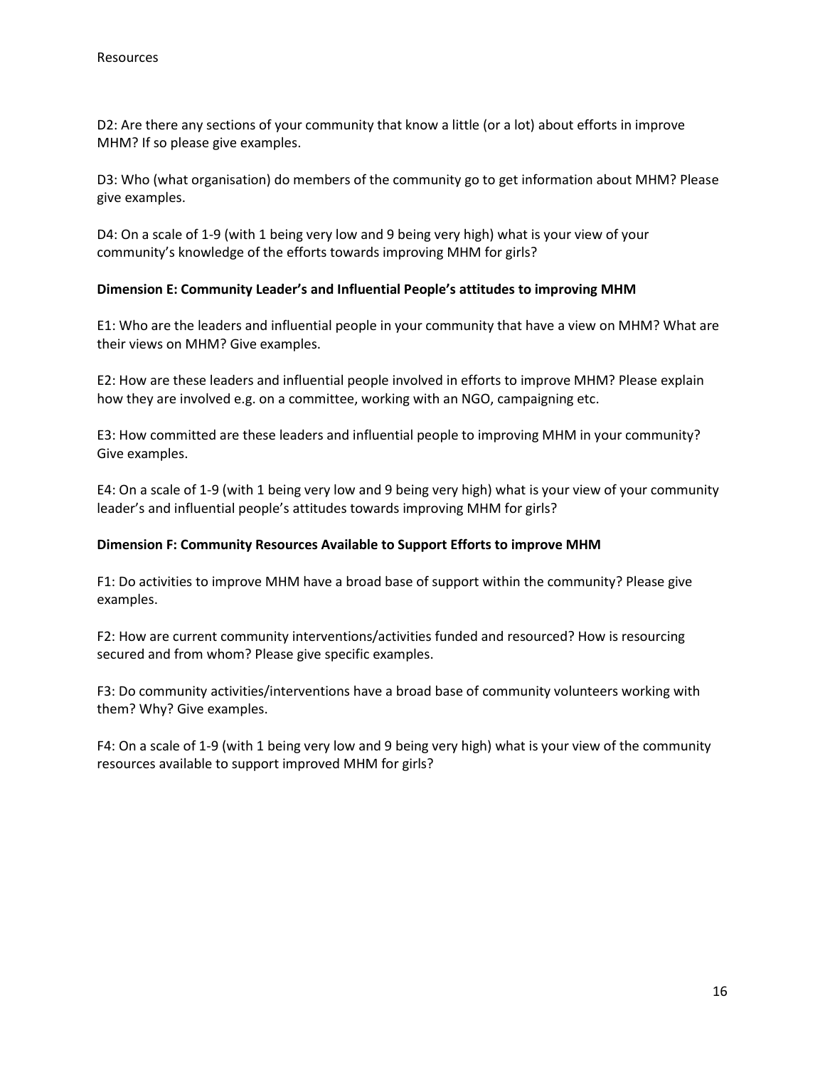Resources

D2: Are there any sections of your community that know a little (or a lot) about efforts in improve MHM? If so please give examples.

D3: Who (what organisation) do members of the community go to get information about MHM? Please give examples.

D4: On a scale of 1-9 (with 1 being very low and 9 being very high) what is your view of your community's knowledge of the efforts towards improving MHM for girls?

**Dimension E: Community Leader's and Influential People's attitudes to improving MHM**

E1: Who are the leaders and influential people in your community that have a view on MHM? What are their views on MHM? Give examples.

E2: How are these leaders and influential people involved in efforts to improve MHM? Please explain how they are involved e.g. on a committee, working with an NGO, campaigning etc.

E3: How committed are these leaders and influential people to improving MHM in your community? Give examples.

E4: On a scale of 1-9 (with 1 being very low and 9 being very high) what is your view of your community leader's and influential people's attitudes towards improving MHM for girls?

**Dimension F: Community Resources Available to Support Efforts to improve MHM**

F1: Do activities to improve MHM have a broad base of support within the community? Please give examples.

F2: How are current community interventions/activities funded and resourced? How is resourcing secured and from whom? Please give specific examples.

F3: Do community activities/interventions have a broad base of community volunteers working with them? Why? Give examples.

F4: On a scale of 1-9 (with 1 being very low and 9 being very high) what is your view of the community resources available to support improved MHM for girls?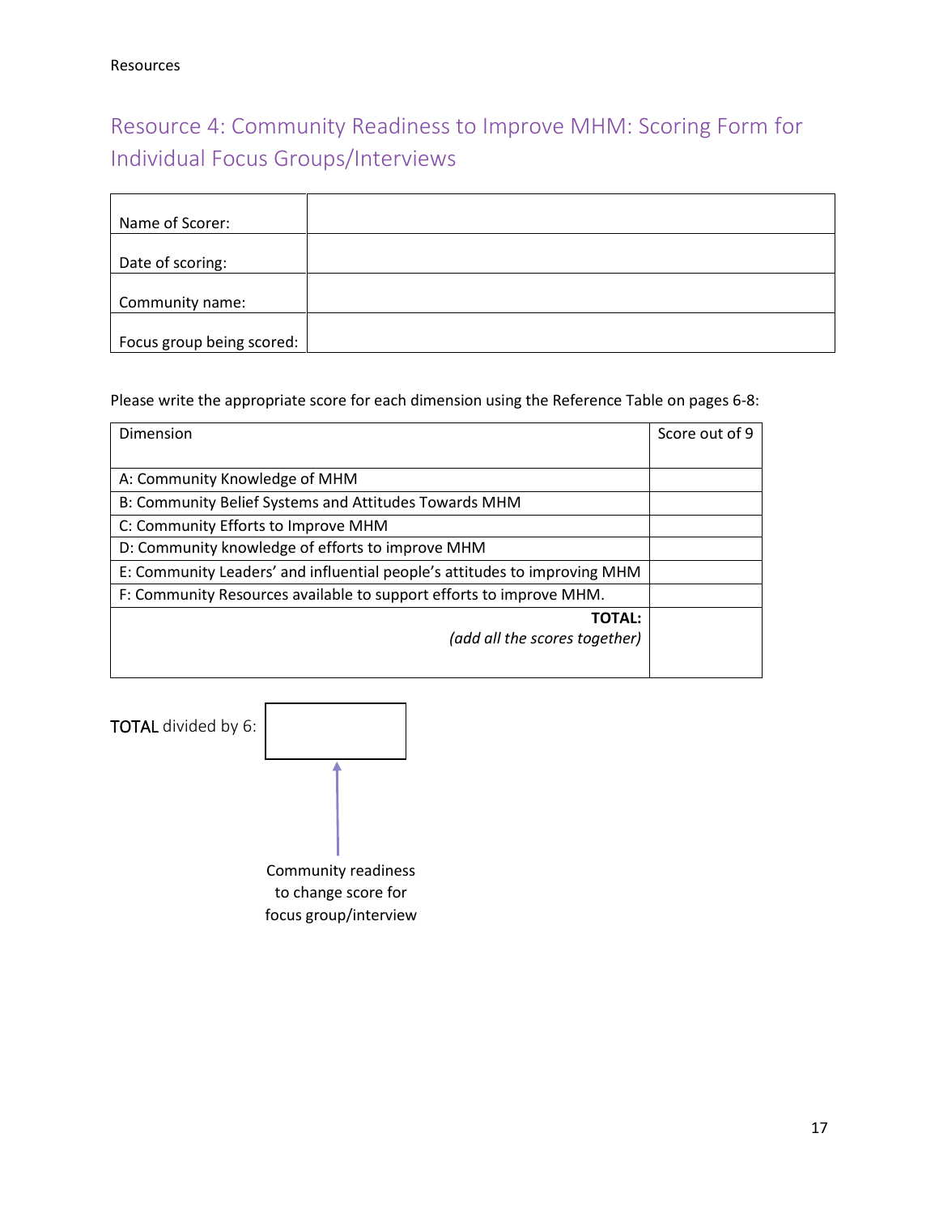## Resource 4: Community Readiness to Improve MHM: Scoring Form for Individual Focus Groups/Interviews

| | |
|---|---|
| Name of Scorer: | |
| Date of scoring: | |
| Community name: | |
| Focus group being scored: | |

Please write the appropriate score for each dimension using the Reference Table on pages 6-8:

| Dimension | Score out of 9 |
|---|---|
| A: Community Knowledge of MHM | |
| B: Community Belief Systems and Attitudes Towards MHM | |
| C: Community Efforts to Improve MHM | |
| D: Community knowledge of efforts to improve MHM | |
| E: Community Leaders' and influential people's attitudes to improving MHM | |
| F: Community Resources available to support efforts to improve MHM. | |
| **TOTAL:** *(add all the scores together)* | |

TOTAL divided by 6: [ ]

Community readiness to change score for focus group/interview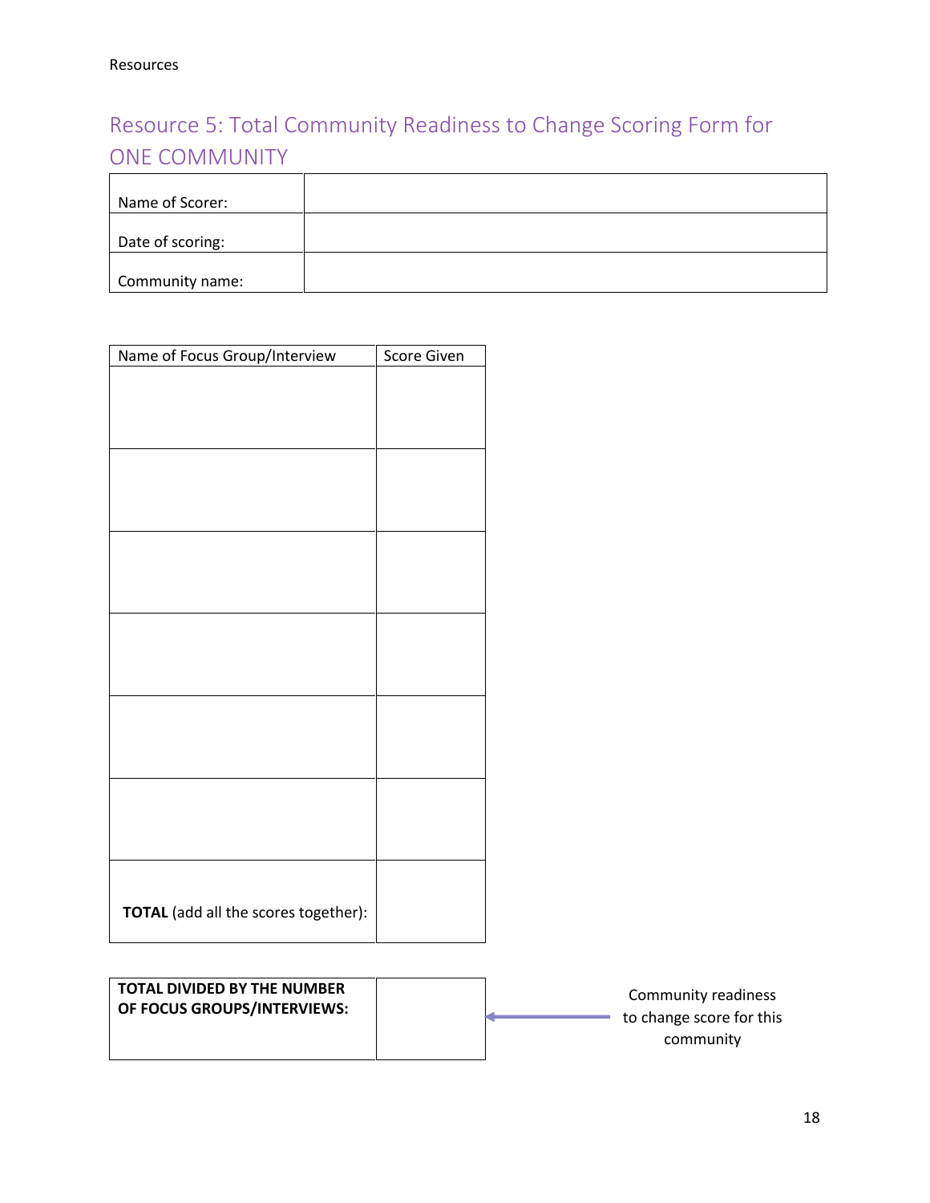## Resource 5: Total Community Readiness to Change Scoring Form for ONE COMMUNITY

| | |
|---|---|
| Name of Scorer: | |
| Date of scoring: | |
| Community name: | |

| Name of Focus Group/Interview | Score Given |
|---|---|
| | |
| | |
| | |
| | |
| | |
| | |
| **TOTAL** (add all the scores together): | |

| | |
|---|---|
| **TOTAL DIVIDED BY THE NUMBER OF FOCUS GROUPS/INTERVIEWS:** | |

Community readiness to change score for this community